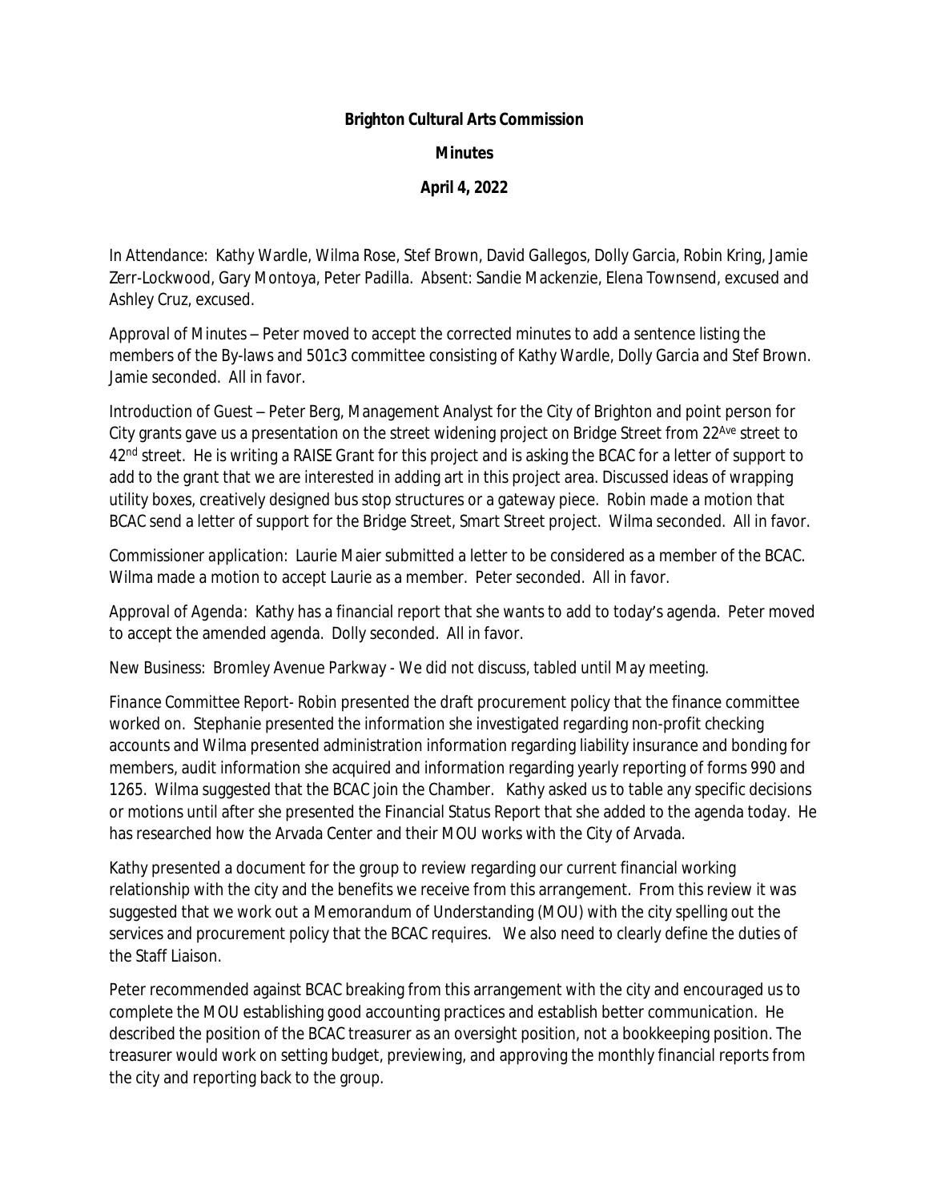**Brighton Cultural Arts Commission**

**Minutes**

**April 4, 2022**

In Attendance: Kathy Wardle, Wilma Rose, Stef Brown, David Gallegos, Dolly Garcia, Robin Kring, Jamie Zerr-Lockwood, Gary Montoya, Peter Padilla. Absent: Sandie Mackenzie, Elena Townsend, excused and Ashley Cruz, excused.

Approval of Minutes – Peter moved to accept the corrected minutes to add a sentence listing the members of the By-laws and 501c3 committee consisting of Kathy Wardle, Dolly Garcia and Stef Brown. Jamie seconded. All in favor.

Introduction of Guest – Peter Berg, Management Analyst for the City of Brighton and point person for City grants gave us a presentation on the street widening project on Bridge Street from 22Ave street to 42nd street. He is writing a RAISE Grant for this project and is asking the BCAC for a letter of support to add to the grant that we are interested in adding art in this project area. Discussed ideas of wrapping utility boxes, creatively designed bus stop structures or a gateway piece. Robin made a motion that BCAC send a letter of support for the Bridge Street, Smart Street project. Wilma seconded. All in favor.

Commissioner application: Laurie Maier submitted a letter to be considered as a member of the BCAC. Wilma made a motion to accept Laurie as a member. Peter seconded. All in favor.

Approval of Agenda: Kathy has a financial report that she wants to add to today's agenda. Peter moved to accept the amended agenda. Dolly seconded. All in favor.

New Business: Bromley Avenue Parkway - We did not discuss, tabled until May meeting.

Finance Committee Report- Robin presented the draft procurement policy that the finance committee worked on. Stephanie presented the information she investigated regarding non-profit checking accounts and Wilma presented administration information regarding liability insurance and bonding for members, audit information she acquired and information regarding yearly reporting of forms 990 and 1265. Wilma suggested that the BCAC join the Chamber. Kathy asked us to table any specific decisions or motions until after she presented the Financial Status Report that she added to the agenda today. He has researched how the Arvada Center and their MOU works with the City of Arvada.

Kathy presented a document for the group to review regarding our current financial working relationship with the city and the benefits we receive from this arrangement. From this review it was suggested that we work out a Memorandum of Understanding (MOU) with the city spelling out the services and procurement policy that the BCAC requires. We also need to clearly define the duties of the Staff Liaison.

Peter recommended against BCAC breaking from this arrangement with the city and encouraged us to complete the MOU establishing good accounting practices and establish better communication. He described the position of the BCAC treasurer as an oversight position, not a bookkeeping position. The treasurer would work on setting budget, previewing, and approving the monthly financial reports from the city and reporting back to the group.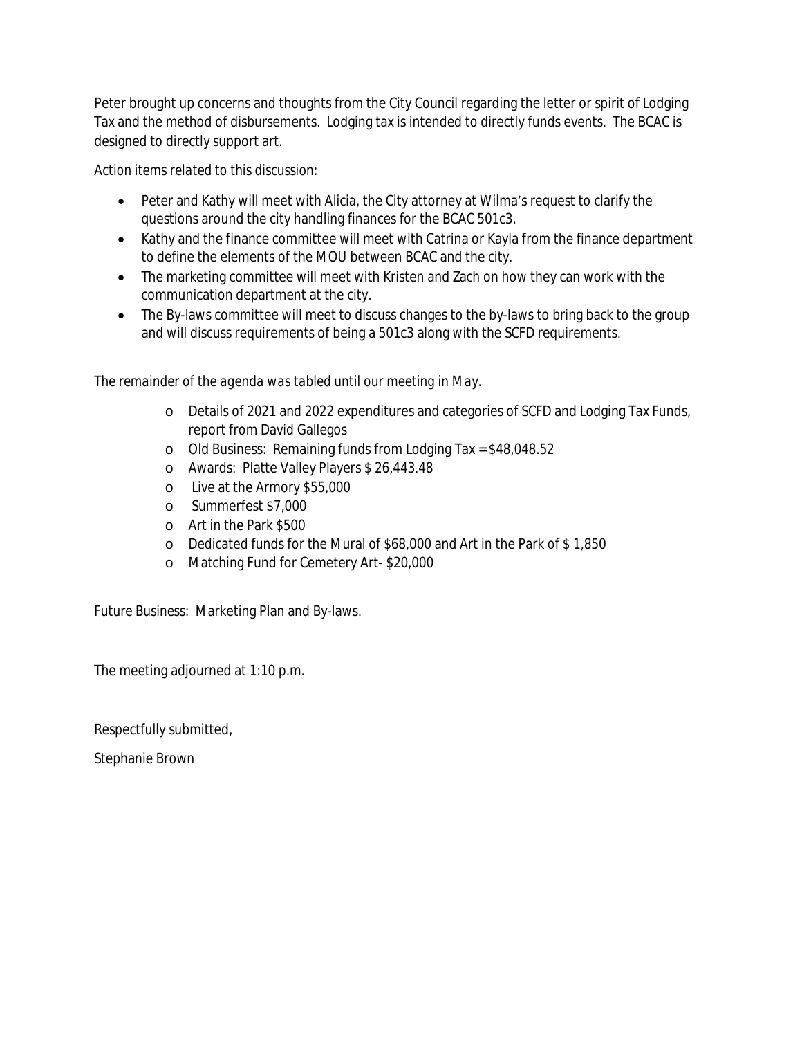Peter brought up concerns and thoughts from the City Council regarding the letter or spirit of Lodging Tax and the method of disbursements. Lodging tax is intended to directly funds events. The BCAC is designed to directly support art.

*Action items related to this discussion:*

- Peter and Kathy will meet with Alicia, the City attorney at Wilma's request to clarify the questions around the city handling finances for the BCAC 501c3.
- Kathy and the finance committee will meet with Catrina or Kayla from the finance department to define the elements of the MOU between BCAC and the city.
- The marketing committee will meet with Kristen and Zach on how they can work with the communication department at the city.
- The By-laws committee will meet to discuss changes to the by-laws to bring back to the group and will discuss requirements of being a 501c3 along with the SCFD requirements.

*The remainder of the agenda was tabled until our meeting in May.*

- o Details of 2021 and 2022 expenditures and categories of SCFD and Lodging Tax Funds, report from David Gallegos
- o Old Business: Remaining funds from Lodging Tax = $48,048.52
- o Awards: Platte Valley Players $ 26,443.48
- o Live at the Armory $55,000
- o Summerfest $7,000
- o Art in the Park $500
- o Dedicated funds for the Mural of $68,000 and Art in the Park of $ 1,850
- o Matching Fund for Cemetery Art- $20,000

Future Business: Marketing Plan and By-laws.

The meeting adjourned at 1:10 p.m.

Respectfully submitted,

Stephanie Brown